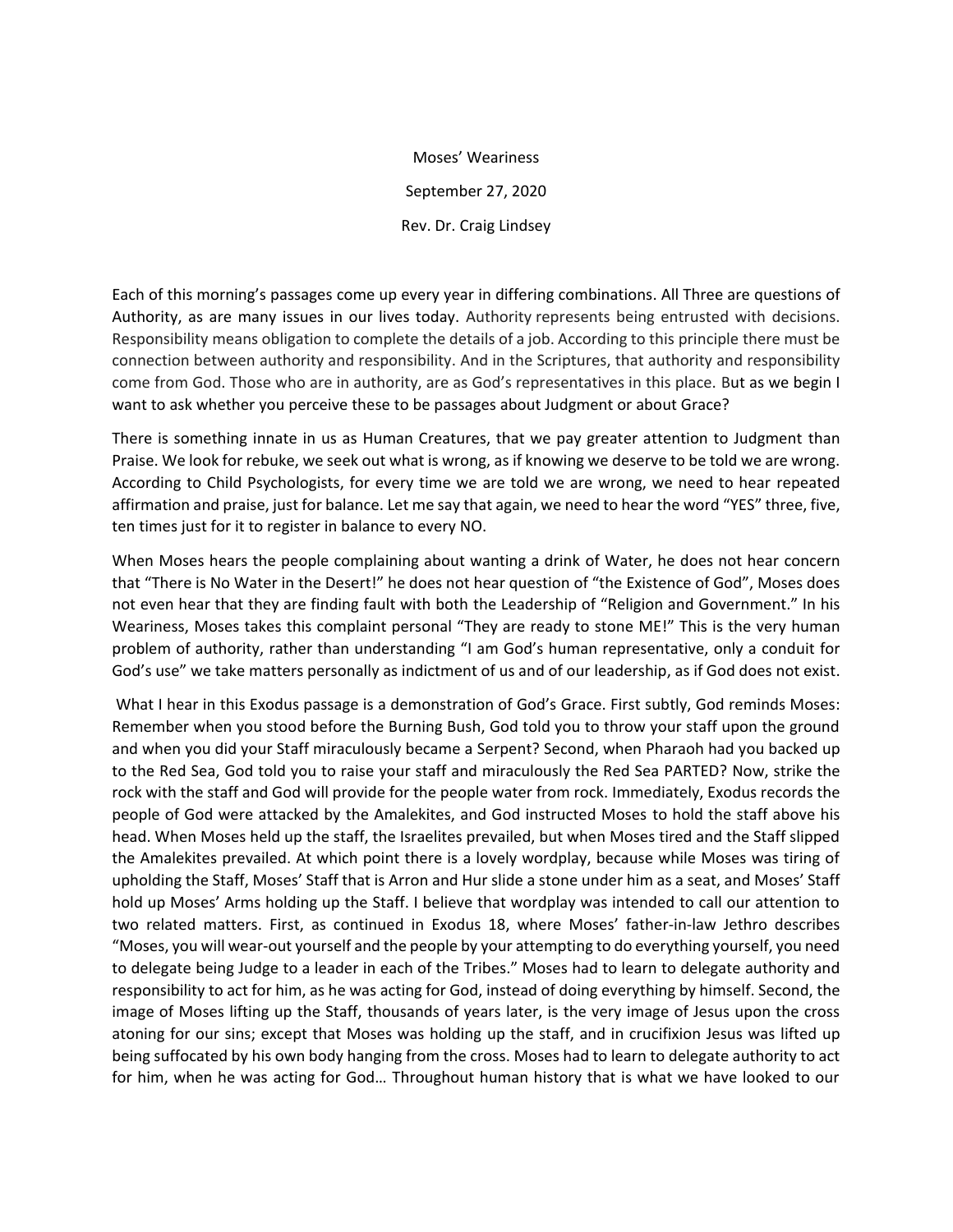Moses' Weariness

September 27, 2020

Rev. Dr. Craig Lindsey

Each of this morning's passages come up every year in differing combinations. All Three are questions of Authority, as are many issues in our lives today. Authority represents being entrusted with decisions. Responsibility means obligation to complete the details of a job. According to this principle there must be connection between authority and responsibility. And in the Scriptures, that authority and responsibility come from God. Those who are in authority, are as God's representatives in this place. But as we begin I want to ask whether you perceive these to be passages about Judgment or about Grace?

There is something innate in us as Human Creatures, that we pay greater attention to Judgment than Praise. We look for rebuke, we seek out what is wrong, as if knowing we deserve to be told we are wrong. According to Child Psychologists, for every time we are told we are wrong, we need to hear repeated affirmation and praise, just for balance. Let me say that again, we need to hear the word "YES" three, five, ten times just for it to register in balance to every NO.

When Moses hears the people complaining about wanting a drink of Water, he does not hear concern that "There is No Water in the Desert!" he does not hear question of "the Existence of God", Moses does not even hear that they are finding fault with both the Leadership of "Religion and Government." In his Weariness, Moses takes this complaint personal "They are ready to stone ME!" This is the very human problem of authority, rather than understanding "I am God's human representative, only a conduit for God's use" we take matters personally as indictment of us and of our leadership, as if God does not exist.

What I hear in this Exodus passage is a demonstration of God's Grace. First subtly, God reminds Moses: Remember when you stood before the Burning Bush, God told you to throw your staff upon the ground and when you did your Staff miraculously became a Serpent? Second, when Pharaoh had you backed up to the Red Sea, God told you to raise your staff and miraculously the Red Sea PARTED? Now, strike the rock with the staff and God will provide for the people water from rock. Immediately, Exodus records the people of God were attacked by the Amalekites, and God instructed Moses to hold the staff above his head. When Moses held up the staff, the Israelites prevailed, but when Moses tired and the Staff slipped the Amalekites prevailed. At which point there is a lovely wordplay, because while Moses was tiring of upholding the Staff, Moses' Staff that is Arron and Hur slide a stone under him as a seat, and Moses' Staff hold up Moses' Arms holding up the Staff. I believe that wordplay was intended to call our attention to two related matters. First, as continued in Exodus 18, where Moses' father-in-law Jethro describes "Moses, you will wear-out yourself and the people by your attempting to do everything yourself, you need to delegate being Judge to a leader in each of the Tribes." Moses had to learn to delegate authority and responsibility to act for him, as he was acting for God, instead of doing everything by himself. Second, the image of Moses lifting up the Staff, thousands of years later, is the very image of Jesus upon the cross atoning for our sins; except that Moses was holding up the staff, and in crucifixion Jesus was lifted up being suffocated by his own body hanging from the cross. Moses had to learn to delegate authority to act for him, when he was acting for God… Throughout human history that is what we have looked to our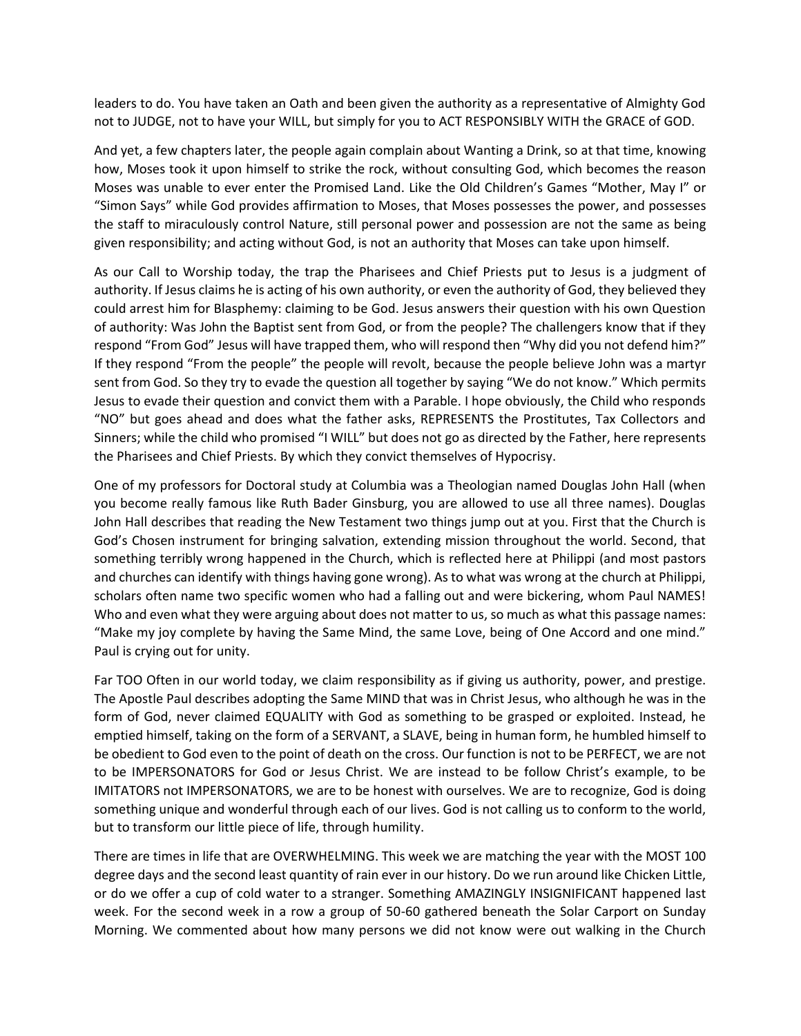leaders to do. You have taken an Oath and been given the authority as a representative of Almighty God not to JUDGE, not to have your WILL, but simply for you to ACT RESPONSIBLY WITH the GRACE of GOD.

And yet, a few chapters later, the people again complain about Wanting a Drink, so at that time, knowing how, Moses took it upon himself to strike the rock, without consulting God, which becomes the reason Moses was unable to ever enter the Promised Land. Like the Old Children's Games "Mother, May I" or "Simon Says" while God provides affirmation to Moses, that Moses possesses the power, and possesses the staff to miraculously control Nature, still personal power and possession are not the same as being given responsibility; and acting without God, is not an authority that Moses can take upon himself.

As our Call to Worship today, the trap the Pharisees and Chief Priests put to Jesus is a judgment of authority. If Jesus claims he is acting of his own authority, or even the authority of God, they believed they could arrest him for Blasphemy: claiming to be God. Jesus answers their question with his own Question of authority: Was John the Baptist sent from God, or from the people? The challengers know that if they respond "From God" Jesus will have trapped them, who will respond then "Why did you not defend him?" If they respond "From the people" the people will revolt, because the people believe John was a martyr sent from God. So they try to evade the question all together by saying "We do not know." Which permits Jesus to evade their question and convict them with a Parable. I hope obviously, the Child who responds "NO" but goes ahead and does what the father asks, REPRESENTS the Prostitutes, Tax Collectors and Sinners; while the child who promised "I WILL" but does not go as directed by the Father, here represents the Pharisees and Chief Priests. By which they convict themselves of Hypocrisy.

One of my professors for Doctoral study at Columbia was a Theologian named Douglas John Hall (when you become really famous like Ruth Bader Ginsburg, you are allowed to use all three names). Douglas John Hall describes that reading the New Testament two things jump out at you. First that the Church is God's Chosen instrument for bringing salvation, extending mission throughout the world. Second, that something terribly wrong happened in the Church, which is reflected here at Philippi (and most pastors and churches can identify with things having gone wrong). As to what was wrong at the church at Philippi, scholars often name two specific women who had a falling out and were bickering, whom Paul NAMES! Who and even what they were arguing about does not matter to us, so much as what this passage names: "Make my joy complete by having the Same Mind, the same Love, being of One Accord and one mind." Paul is crying out for unity.

Far TOO Often in our world today, we claim responsibility as if giving us authority, power, and prestige. The Apostle Paul describes adopting the Same MIND that was in Christ Jesus, who although he was in the form of God, never claimed EQUALITY with God as something to be grasped or exploited. Instead, he emptied himself, taking on the form of a SERVANT, a SLAVE, being in human form, he humbled himself to be obedient to God even to the point of death on the cross. Our function is not to be PERFECT, we are not to be IMPERSONATORS for God or Jesus Christ. We are instead to be follow Christ's example, to be IMITATORS not IMPERSONATORS, we are to be honest with ourselves. We are to recognize, God is doing something unique and wonderful through each of our lives. God is not calling us to conform to the world, but to transform our little piece of life, through humility.

There are times in life that are OVERWHELMING. This week we are matching the year with the MOST 100 degree days and the second least quantity of rain ever in our history. Do we run around like Chicken Little, or do we offer a cup of cold water to a stranger. Something AMAZINGLY INSIGNIFICANT happened last week. For the second week in a row a group of 50-60 gathered beneath the Solar Carport on Sunday Morning. We commented about how many persons we did not know were out walking in the Church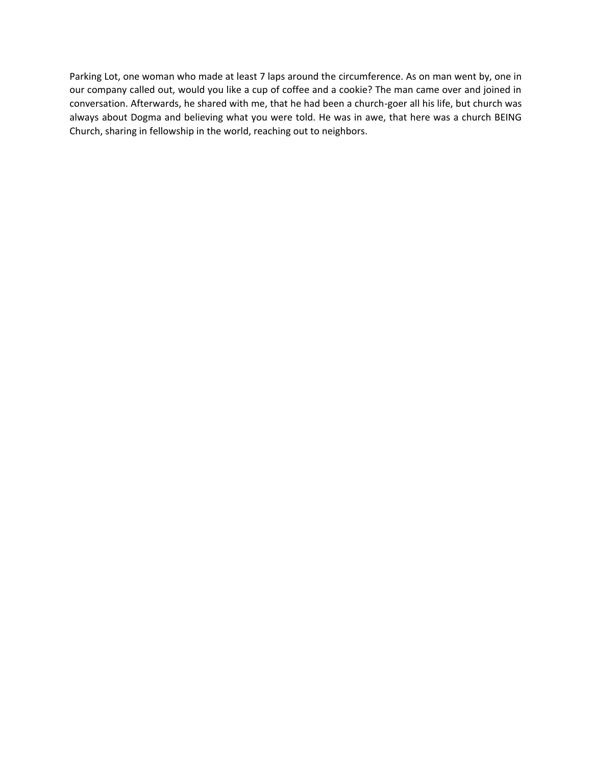Parking Lot, one woman who made at least 7 laps around the circumference. As on man went by, one in our company called out, would you like a cup of coffee and a cookie? The man came over and joined in conversation. Afterwards, he shared with me, that he had been a church-goer all his life, but church was always about Dogma and believing what you were told. He was in awe, that here was a church BEING Church, sharing in fellowship in the world, reaching out to neighbors.